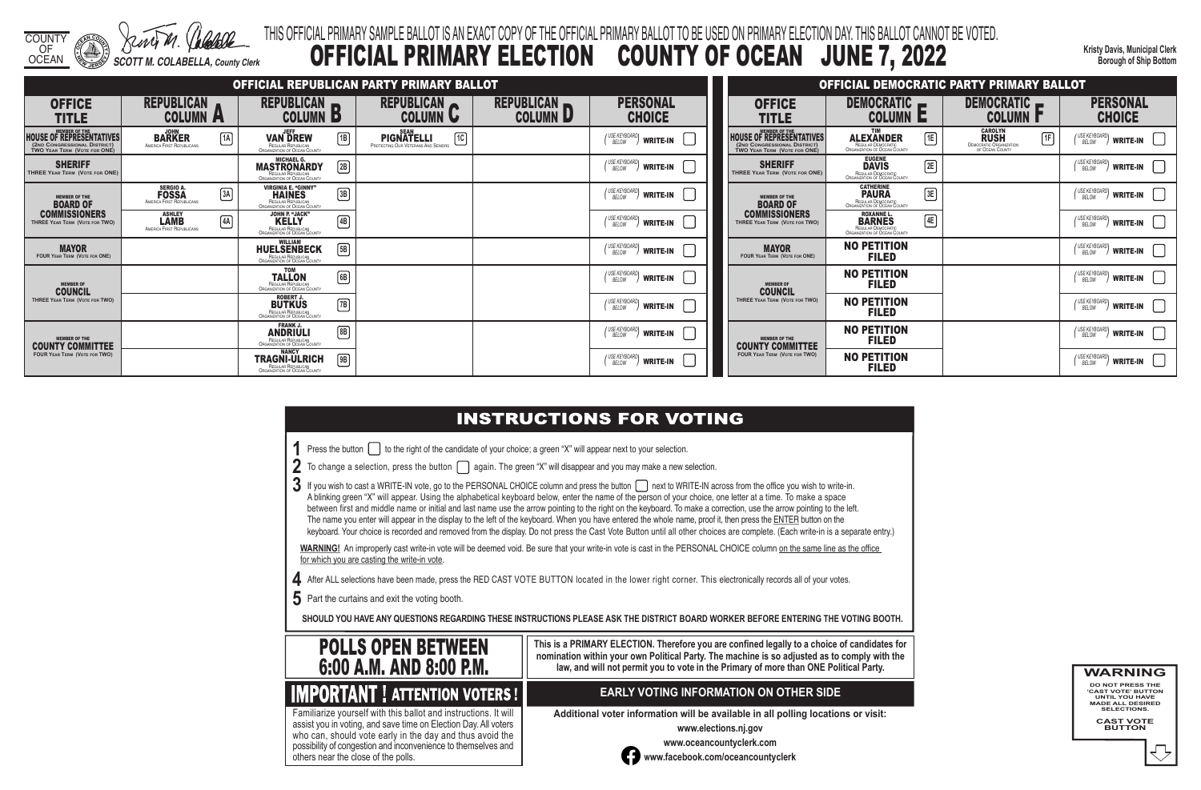COUNTY OF OCEAN

SCOTT M. COLABELLA, County Clerk

THIS OFFICIAL PRIMARY SAMPLE BALLOT IS AN EXACT COPY OF THE OFFICIAL PRIMARY BALLOT TO BE USED ON PRIMARY ELECTION DAY. THIS BALLOT CANNOT BE VOTED.

# OFFICIAL PRIMARY ELECTION COUNTY OF OCEAN JUNE 7, 2022

Kristy Davis, Municipal Clerk
Borough of Ship Bottom

## OFFICIAL REPUBLICAN PARTY PRIMARY BALLOT

| OFFICE TITLE | REPUBLICAN COLUMN A | REPUBLICAN COLUMN B | REPUBLICAN COLUMN C | REPUBLICAN COLUMN D | PERSONAL CHOICE |
|---|---|---|---|---|---|
| MEMBER OF THE HOUSE OF REPRESENTATIVES (2nd Congressional District) Two Year Term (Vote for ONE) | 1A JOHN BARKER America First Republicans | 1B JEFF VAN DREW Regular Republican Organization of Ocean County | 1C SEAN PIGNATELLI Protecting Our Veterans And Seniors | | (USE KEYBOARD BELOW) WRITE-IN |
| SHERIFF Three Year Term (Vote for ONE) | | 2B MICHAEL G. MASTRONARDY Regular Republican Organization of Ocean County | | | (USE KEYBOARD BELOW) WRITE-IN |
| MEMBER OF THE BOARD OF COMMISSIONERS Three Year Term (Vote for TWO) | 3A SERGIO A. FOSSA America First Republicans | 3B VIRGINIA E. "GINNY" HAINES Regular Republican Organization of Ocean County | | | (USE KEYBOARD BELOW) WRITE-IN |
| | 4A ASHLEY LAMB America First Republicans | 4B JOHN P. "JACK" KELLY Regular Republican Organization of Ocean County | | | (USE KEYBOARD BELOW) WRITE-IN |
| MAYOR Four Year Term (Vote for ONE) | | 5B WILLIAM HUELSENBECK Regular Republican Organization of Ocean County | | | (USE KEYBOARD BELOW) WRITE-IN |
| MEMBER OF COUNCIL Three Year Term (Vote for TWO) | | 6B TOM TALLON Regular Republican Organization of Ocean County | | | (USE KEYBOARD BELOW) WRITE-IN |
| | | 7B ROBERT J. BUTKUS Regular Republican Organization of Ocean County | | | (USE KEYBOARD BELOW) WRITE-IN |
| MEMBER OF THE COUNTY COMMITTEE Four Year Term (Vote for TWO) | | 8B FRANK J. ANDRIULI Regular Republican Organization of Ocean County | | | (USE KEYBOARD BELOW) WRITE-IN |
| | | 9B NANCY TRAGNI-ULRICH Regular Republican Organization of Ocean County | | | (USE KEYBOARD BELOW) WRITE-IN |

## OFFICIAL DEMOCRATIC PARTY PRIMARY BALLOT

| OFFICE TITLE | DEMOCRATIC COLUMN E | DEMOCRATIC COLUMN F | PERSONAL CHOICE |
|---|---|---|---|
| MEMBER OF THE HOUSE OF REPRESENTATIVES (2nd Congressional District) Two Year Term (Vote for ONE) | 1E TIM ALEXANDER Regular Democratic Organization of Ocean County | 1F CAROLYN RUSH Democratic Organization of Ocean County | (USE KEYBOARD BELOW) WRITE-IN |
| SHERIFF Three Year Term (Vote for ONE) | 2E EUGENE DAVIS Regular Democratic Organization of Ocean County | | (USE KEYBOARD BELOW) WRITE-IN |
| MEMBER OF THE BOARD OF COMMISSIONERS Three Year Term (Vote for TWO) | 3E CATHERINE PAURA Regular Democratic Organization of Ocean County | | (USE KEYBOARD BELOW) WRITE-IN |
| | 4E ROXANNE L. BARNES Regular Democratic Organization of Ocean County | | (USE KEYBOARD BELOW) WRITE-IN |
| MAYOR Four Year Term (Vote for ONE) | NO PETITION FILED | | (USE KEYBOARD BELOW) WRITE-IN |
| MEMBER OF COUNCIL Three Year Term (Vote for TWO) | NO PETITION FILED | | (USE KEYBOARD BELOW) WRITE-IN |
| | NO PETITION FILED | | (USE KEYBOARD BELOW) WRITE-IN |
| MEMBER OF THE COUNTY COMMITTEE Four Year Term (Vote for TWO) | NO PETITION FILED | | (USE KEYBOARD BELOW) WRITE-IN |
| | NO PETITION FILED | | (USE KEYBOARD BELOW) WRITE-IN |

## INSTRUCTIONS FOR VOTING

1. Press the button to the right of the candidate of your choice; a green "X" will appear next to your selection.
2. To change a selection, press the button again. The green "X" will disappear and you may make a new selection.
3. If you wish to cast a WRITE-IN vote, go to the PERSONAL CHOICE column and press the button next to WRITE-IN across from the office you wish to write-in. A blinking green "X" will appear. Using the alphabetical keyboard below, enter the name of the person of your choice, one letter at a time. To make a space between first and middle name or initial and last name use the arrow pointing to the right on the keyboard. To make a correction, use the arrow pointing to the left. The name you enter will appear in the display to the left of the keyboard. When you have entered the whole name, proof it, then press the ENTER button on the keyboard. Your choice is recorded and removed from the display. Do not press the Cast Vote Button until all other choices are complete. (Each write-in is a separate entry.)

**WARNING!** An improperly cast write-in vote will be deemed void. Be sure that your write-in vote is cast in the PERSONAL CHOICE column on the same line as the office for which you are casting the write-in vote.

4. After ALL selections have been made, press the RED CAST VOTE BUTTON located in the lower right corner. This electronically records all of your votes.
5. Part the curtains and exit the voting booth.

**SHOULD YOU HAVE ANY QUESTIONS REGARDING THESE INSTRUCTIONS PLEASE ASK THE DISTRICT BOARD WORKER BEFORE ENTERING THE VOTING BOOTH.**

## POLLS OPEN BETWEEN 6:00 A.M. AND 8:00 P.M.

**This is a PRIMARY ELECTION. Therefore you are confined legally to a choice of candidates for nomination within your own Political Party. The machine is so adjusted as to comply with the law, and will not permit you to vote in the Primary of more than ONE Political Party.**

## IMPORTANT ! ATTENTION VOTERS !

Familiarize yourself with this ballot and instructions. It will assist you in voting, and save time on Election Day. All voters who can, should vote early in the day and thus avoid the possibility of congestion and inconvenience to themselves and others near the close of the polls.

## EARLY VOTING INFORMATION ON OTHER SIDE

**Additional voter information will be available in all polling locations or visit:**

**www.elections.nj.gov**

**www.oceancountyclerk.com**

**www.facebook.com/oceancountyclerk**

**WARNING**

DO NOT PRESS THE 'CAST VOTE' BUTTON UNTIL YOU HAVE MADE ALL DESIRED SELECTIONS.

CAST VOTE BUTTON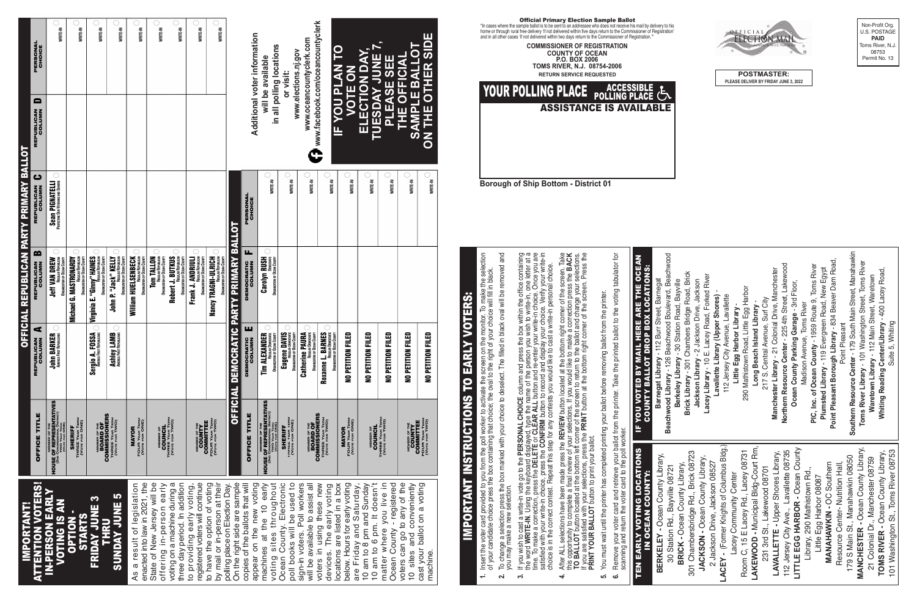# IMPORTANT! ATTENTION VOTERS! IN-PERSON EARLY VOTING IS AN OPTION - STARTS FRIDAY JUNE 3 THRU SUNDAY JUNE 5

As a result of legislation enacted into law in 2021, the State of New Jersey will be offering in-person early voting on a machine during a three day period. In addition to providing early voting, registered voters will continue to have the option of voting by mail or in-person at their polling place on Election Day. On the right side are sample copies of the ballots that will appear on the new voting machines at the 10 early voting sites throughout Ocean County. Electronic poll books will be used to sign-in voters. Poll workers will be available to assist all voters in using these new devices. The early voting locations are listed in a box below. Hours for early voting are Friday and Saturday, 10 am to 8 pm and Sunday 10 am to 6 pm. It doesn't matter where you live in Ocean County - registered voters can go to any of the 10 sites and conveniently cast your ballot on a voting machine.

## OFFICIAL REPUBLICAN PARTY PRIMARY BALLOT

| OFFICE TITLE | REPUBLICAN COLUMN A | REPUBLICAN COLUMN B | REPUBLICAN COLUMN C | REPUBLICAN COLUMN D | PERSONAL CHOICE |
|---|---|---|---|---|---|
| MEMBER OF THE HOUSE OF REPRESENTATIVES (2ND CONGRESSIONAL DISTRICT) (VOTE FOR ONE) | John BARKER ○ America First Republicans | Jeff VAN DREW ○ Regular Republican Organization of Ocean County | Sean PIGNATELLI ○ Protecting Our Veterans and Seniors | | WRITE-IN ○ |
| SHERIFF THREE YEAR TERM (VOTE FOR ONE) | | Michael G. MASTRONARDY ○ Regular Republican Organization of Ocean County | | | WRITE-IN ○ |
| MEMBER OF THE BOARD OF COMMISSIONERS THREE YEAR TERM (VOTE FOR TWO) | Sergio A. FOSSA ○ America First Republicans | Virginia E. "Ginny" HAINES ○ Regular Republican Organization of Ocean County | | | WRITE-IN ○ |
| | Ashley LAMB ○ America First Republicans | John P. "Jack" KELLY ○ Regular Republican Organization of Ocean County | | | WRITE-IN ○ |
| MAYOR FOUR YEAR TERM (VOTE FOR ONE) | | William HUELSENBECK ○ Regular Republican Organization of Ocean County | | | WRITE-IN ○ |
| MEMBER OF COUNCIL THREE YEAR TERM (VOTE FOR TWO) | | Tom TALLON ○ Regular Republican Organization of Ocean County | | | WRITE-IN ○ |
| | | Robert J. BUTRUS ○ Regular Republican Organization of Ocean County | | | WRITE-IN ○ |
| MEMBER OF THE COUNTY COMMITTEE FOUR YEAR TERM (VOTE FOR TWO) | | Frank J. ANDRIULI ○ Regular Republican Organization of Ocean County | | | WRITE-IN ○ |
| | | Nancy TRAGNI-ULRICH ○ Regular Republican Organization of Ocean County | | | WRITE-IN ○ |

## OFFICIAL DEMOCRATIC PARTY PRIMARY BALLOT

| OFFICE TITLE | DEMOCRATIC COLUMN E | DEMOCRATIC COLUMN F | PERSONAL CHOICE |
|---|---|---|---|
| MEMBER OF THE HOUSE OF REPRESENTATIVES (2ND CONGRESSIONAL DISTRICT) (VOTE FOR ONE) | Tim ALEXANDER ○ Regular Democratic Organization of Ocean County | Carolyn RUSH ○ Democratic Organization of Ocean County | WRITE-IN ○ |
| SHERIFF THREE YEAR TERM (VOTE FOR ONE) | Eugene DAVIS ○ Regular Democratic Organization of Ocean County | | WRITE-IN ○ |
| MEMBER OF THE BOARD OF COMMISSIONERS THREE YEAR TERM (VOTE FOR TWO) | Catherine PAURA ○ Regular Democratic Organization of Ocean County | | WRITE-IN ○ |
| | Roxanne L. BARNES ○ Regular Democratic Organization of Ocean County | | WRITE-IN ○ |
| MAYOR FOUR YEAR TERM (VOTE FOR ONE) | NO PETITION FILED | | WRITE-IN ○ |
| MEMBER OF COUNCIL THREE YEAR TERM (VOTE FOR TWO) | NO PETITION FILED | | WRITE-IN ○ |
| | NO PETITION FILED | | WRITE-IN ○ |
| MEMBER OF THE COUNTY COMMITTEE FOUR YEAR TERM (VOTE FOR TWO) | NO PETITION FILED | | WRITE-IN ○ |
| | NO PETITION FILED | | WRITE-IN ○ |

Additional voter information will be available in all polling locations or visit:
www.elections.nj.gov
www.oceancountyclerk.com
www.facebook.com/oceancountyclerk

**IF YOU PLAN TO VOTE ON ELECTION DAY, TUESDAY JUNE 7, PLEASE SEE THE OFFICIAL SAMPLE BALLOT ON THE OTHER SIDE**

## IMPORTANT INSTRUCTIONS TO EARLY VOTERS:

1. Insert the voter card provided to you from the poll worker to activate the screen on the monitor. To make the selection of your candidate choice press the box containing that choice; the oval to the right of your choice will fill in black.
2. To change a selection press the box marked with your choice to deselect. The filled in black oval will be removed and you may make a new selection.
3. If you wish to cast a write-in vote go to the **PERSONAL CHOICE** column and press the box within the office containing the word **WRITE-IN**. Using the keyboard displayed, type the name of the person you wish to write-in, one letter at a time. To make a correction, press the **DELETE** or **CLEAR ALL** button and re-enter your write-in choice. Once you are satisfied with your write-in choice, press the **CONFIRM** button to record and display your choice. Verify your write-in choice is in the correct contest. Repeat this step for any contests you would like to cast a write-in personal choice.
4. After ALL selections have been made press the **REVIEW** button located at the bottom right corner of the screen. Take this opportunity to complete a final review of your selections. If you would like to make a correction press the **BACK TO BALLOT** button located at the bottom left corner of the screen to return to the ballot and change your selections. If you are satisfied with your selections, press the **PRINT** button at the bottom right corner of the screen. Press the **PRINT YOUR BALLOT** button to print your ballot.
5. You must wait until the printer has completed printing your ballot before removing ballot from the printer.
6. Remove your voter card and retrieve your ballot from the printer. Take the printed ballot to the voting tabulator for scanning and return the voter card to the poll worker.

### TEN EARLY VOTING LOCATIONS IN OCEAN COUNTY:

**BERKELEY** - Ocean County Library, 30 Station Rd., Bayville 08721
**BRICK** - Ocean County Library, 301 Chambersbridge Rd., Brick 08723
**JACKSON** - Ocean County Library, 2 Jackson Drive, Jackson 08527
**LACEY** - (Former Knights of Columbus Bldg.) Lacey Community Center Room C, 15 E Lacey Rd., Lacey 08731
**LAKEWOOD** - Municipal Bldg-Court Rm, 231 3rd St., Lakewood 08701
**LAVALLETTE** - Upper Shores Library, 112 Jersey City Ave., Lavallette 08735
**LITTLE EGG HARBOR** - Ocean County Library, 290 Mathistown Rd., Little Egg Harbor 08087
**MANAHAWKIN** - OC Southern Resource Center- Nutrition Hall, 179 S Main St., Manahawkin 08050
**MANCHESTER** - Ocean County Library, 21 Colonial Dr., Manchester 08759
**TOMS RIVER** - Ocean County Library, 101 Washington St., Toms River 08753

### IF YOU VOTED BY MAIL HERE ARE THE OCEAN COUNTY BALLOT DROP BOX LOCATIONS:

**Barnegat Library** - 112 Burr Street, Barnegat
**Beachwood Library** - 126 Beachwood Boulevard, Beachwood
**Berkeley Library** - 30 Station Road, Bayville
**Brick Library** - 301 Chambers Bridge Road, Brick
**Jackson Library** - 2 Jackson Drive, Jackson
**Lacey Library** - 10 E. Lacey Road, Forked River
**Lavallette Library (Upper Shores)** - 112 Jersey City Avenue, Lavallette
**Little Egg Harbor Library** - 290 Mathistown Road, Little Egg Harbor
**Long Beach Island Library** - 217 S. Central Avenue, Surf City
**Manchester Library** - 21 Colonial Drive, Manchester
**Northern Resource Center** - 225 4th Street, Lakewood
**Ocean County Parking Garage** - 3rd Floor, Madison Avenue, Toms River
**PIC, Inc. of Ocean County** - 1959 Route 9, Toms River
**Plumsted Library** - 119 Evergreen Road, New Egypt
**Point Pleasant Borough Library** - 834 Beaver Dam Road, Point Pleasant
**Southern Resource Center** - 179 South Main Street, Manahawkin
**Toms River Library** - 101 Washington Street, Toms River
**Waretown Library** - 112 Main Street, Waretown
**Whiting Reading Center/Library** - 400 Lacey Road, Suite 5, Whiting

**Official Primary Election Sample Ballot**

"In cases where the sample ballot is to be sent to an addressee who does not receive his mail by delivery to his home or through rural free delivery 'If not delivered within five days return to the Commissioner of Registration' and in all other cases 'If not delivered within two days return to the Commissioner of Registration.'"

**COMMISSIONER OF REGISTRATION**
**COUNTY OF OCEAN**
**P.O. BOX 2006**
**TOMS RIVER, N.J. 08754-2006**
**RETURN SERVICE REQUESTED**

OFFICIAL ELECTION MAIL

Non-Profit Org.
U.S. POSTAGE
**PAID**
Toms River, N.J.
08753
Permit No. 13

**POSTMASTER:**
PLEASE DELIVER BY FRIDAY JUNE 3, 2022

**YOUR POLLING PLACE** ACCESSIBLE POLLING PLACE
**ASSISTANCE IS AVAILABLE**

**Borough of Ship Bottom - District 01**